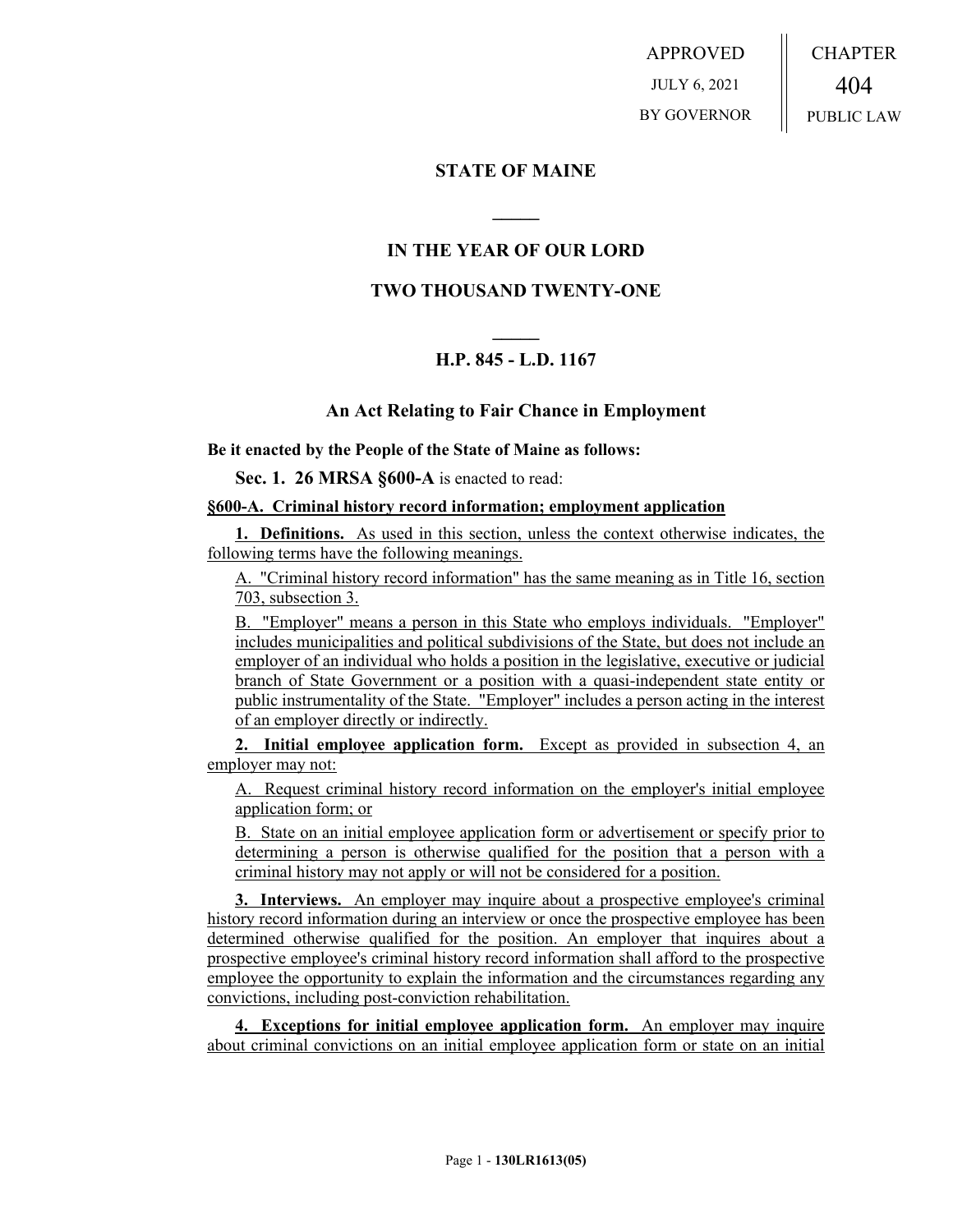APPROVED

JULY 6, 2021

BY GOVERNOR

CHAPTER

404

PUBLIC LAW

## STATE OF MAINE

## IN THE YEAR OF OUR LORD

## TWO THOUSAND TWENTY-ONE

## H.P. 845 - L.D. 1167

### An Act Relating to Fair Chance in Employment

**Be it enacted by the People of the State of Maine as follows:**

**Sec. 1. 26 MRSA §600-A** is enacted to read:

**§600-A. Criminal history record information; employment application**

**1. Definitions.** As used in this section, unless the context otherwise indicates, the following terms have the following meanings.

A. "Criminal history record information" has the same meaning as in Title 16, section 703, subsection 3.

B. "Employer" means a person in this State who employs individuals. "Employer" includes municipalities and political subdivisions of the State, but does not include an employer of an individual who holds a position in the legislative, executive or judicial branch of State Government or a position with a quasi-independent state entity or public instrumentality of the State. "Employer" includes a person acting in the interest of an employer directly or indirectly.

**2. Initial employee application form.** Except as provided in subsection 4, an employer may not:

A. Request criminal history record information on the employer's initial employee application form; or

B. State on an initial employee application form or advertisement or specify prior to determining a person is otherwise qualified for the position that a person with a criminal history may not apply or will not be considered for a position.

**3. Interviews.** An employer may inquire about a prospective employee's criminal history record information during an interview or once the prospective employee has been determined otherwise qualified for the position. An employer that inquires about a prospective employee's criminal history record information shall afford to the prospective employee the opportunity to explain the information and the circumstances regarding any convictions, including post-conviction rehabilitation.

**4. Exceptions for initial employee application form.** An employer may inquire about criminal convictions on an initial employee application form or state on an initial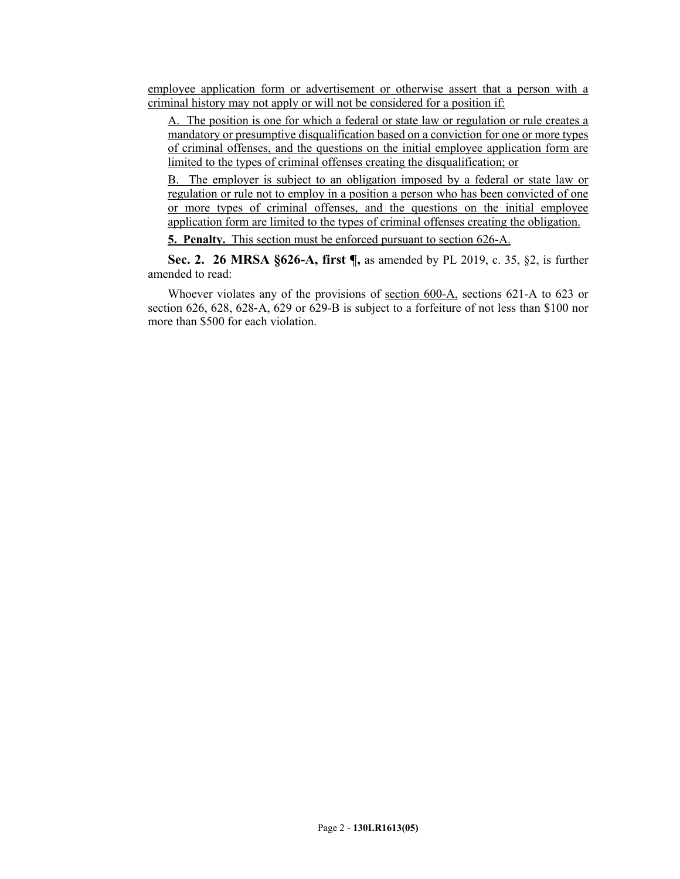employee application form or advertisement or otherwise assert that a person with a criminal history may not apply or will not be considered for a position if:

A. The position is one for which a federal or state law or regulation or rule creates a mandatory or presumptive disqualification based on a conviction for one or more types of criminal offenses, and the questions on the initial employee application form are limited to the types of criminal offenses creating the disqualification; or

B. The employer is subject to an obligation imposed by a federal or state law or regulation or rule not to employ in a position a person who has been convicted of one or more types of criminal offenses, and the questions on the initial employee application form are limited to the types of criminal offenses creating the obligation.

**5. Penalty.** This section must be enforced pursuant to section 626-A.

**Sec. 2. 26 MRSA §626-A, first ¶,** as amended by PL 2019, c. 35, §2, is further amended to read:

Whoever violates any of the provisions of section 600-A, sections 621-A to 623 or section 626, 628, 628-A, 629 or 629-B is subject to a forfeiture of not less than $100 nor more than $500 for each violation.